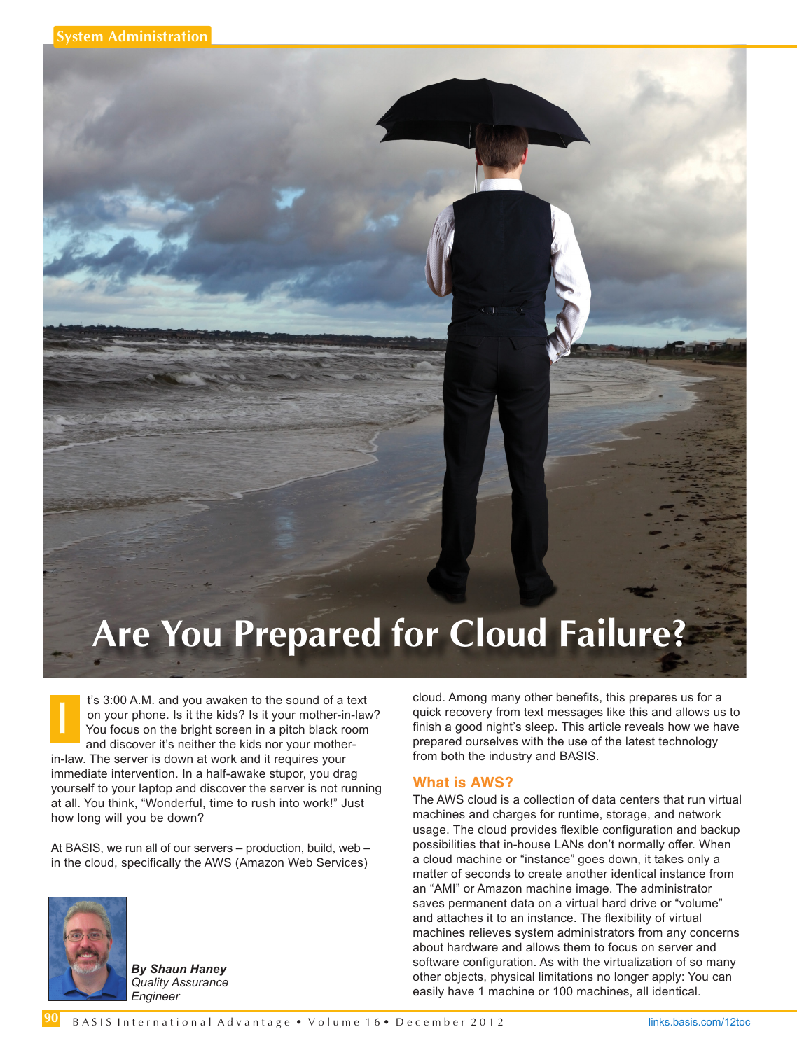# Are You Prepared for Cloud Failure?

It's 3:00 A.M. and you awaken to the sound of a text on your phone. Is it the kids? Is it your mother-in-law? You focus on the bright screen in a pitch black room and discover it's neither the kids nor your mother-in-law. The server is down at work and it requires your immediate intervention. In a half-awake stupor, you drag yourself to your laptop and discover the server is not running at all. You think, "Wonderful, time to rush into work!" Just how long will you be down?

At BASIS, we run all of our servers – production, build, web – in the cloud, specifically the AWS (Amazon Web Services) cloud. Among many other benefits, this prepares us for a quick recovery from text messages like this and allows us to finish a good night's sleep. This article reveals how we have prepared ourselves with the use of the latest technology from both the industry and BASIS.

***By Shaun Haney***
*Quality Assurance Engineer*

## What is AWS?

The AWS cloud is a collection of data centers that run virtual machines and charges for runtime, storage, and network usage. The cloud provides flexible configuration and backup possibilities that in-house LANs don't normally offer. When a cloud machine or "instance" goes down, it takes only a matter of seconds to create another identical instance from an "AMI" or Amazon machine image. The administrator saves permanent data on a virtual hard drive or "volume" and attaches it to an instance. The flexibility of virtual machines relieves system administrators from any concerns about hardware and allows them to focus on server and software configuration. As with the virtualization of so many other objects, physical limitations no longer apply: You can easily have 1 machine or 100 machines, all identical.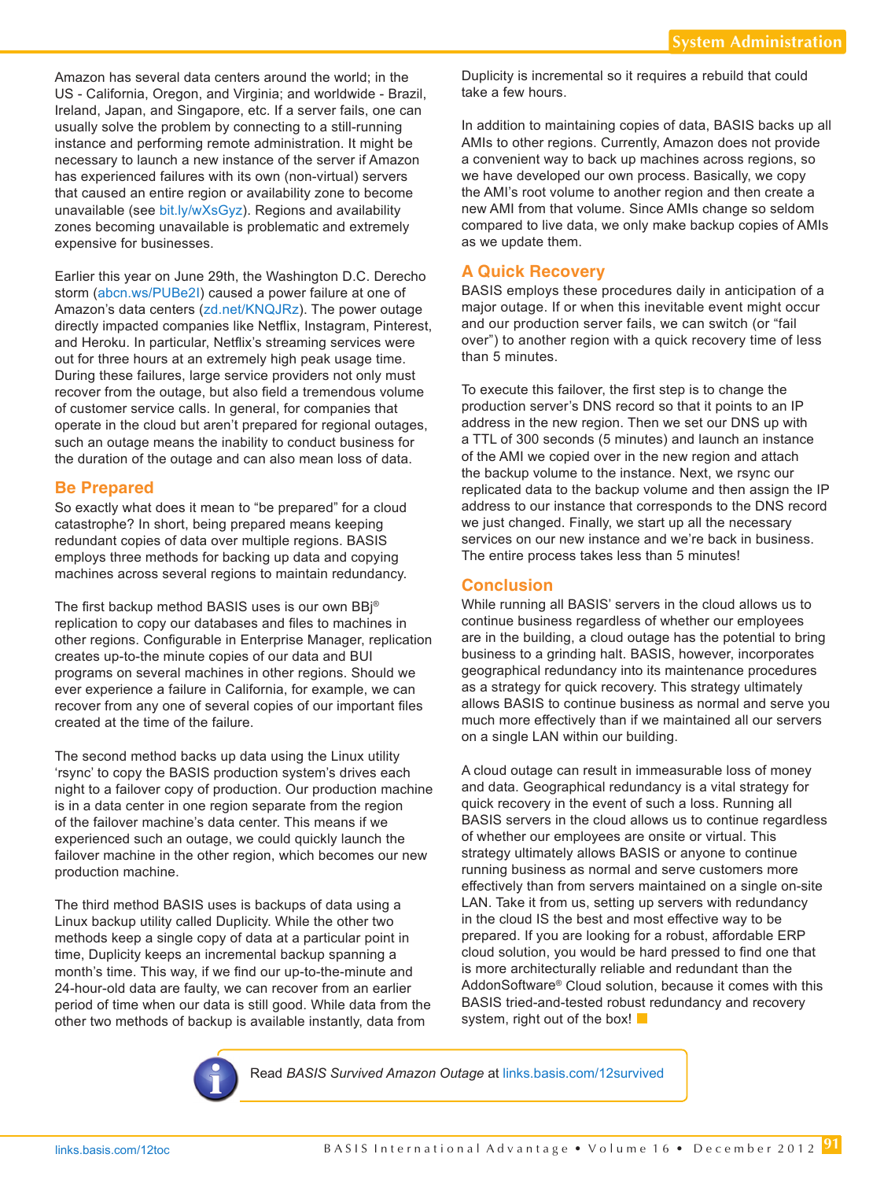Amazon has several data centers around the world; in the US - California, Oregon, and Virginia; and worldwide - Brazil, Ireland, Japan, and Singapore, etc. If a server fails, one can usually solve the problem by connecting to a still-running instance and performing remote administration. It might be necessary to launch a new instance of the server if Amazon has experienced failures with its own (non-virtual) servers that caused an entire region or availability zone to become unavailable (see bit.ly/wXsGyz). Regions and availability zones becoming unavailable is problematic and extremely expensive for businesses.

Earlier this year on June 29th, the Washington D.C. Derecho storm (abcn.ws/PUBe2I) caused a power failure at one of Amazon's data centers (zd.net/KNQJRz). The power outage directly impacted companies like Netflix, Instagram, Pinterest, and Heroku. In particular, Netflix's streaming services were out for three hours at an extremely high peak usage time. During these failures, large service providers not only must recover from the outage, but also field a tremendous volume of customer service calls. In general, for companies that operate in the cloud but aren't prepared for regional outages, such an outage means the inability to conduct business for the duration of the outage and can also mean loss of data.

## Be Prepared

So exactly what does it mean to "be prepared" for a cloud catastrophe? In short, being prepared means keeping redundant copies of data over multiple regions. BASIS employs three methods for backing up data and copying machines across several regions to maintain redundancy.

The first backup method BASIS uses is our own BBj® replication to copy our databases and files to machines in other regions. Configurable in Enterprise Manager, replication creates up-to-the minute copies of our data and BUI programs on several machines in other regions. Should we ever experience a failure in California, for example, we can recover from any one of several copies of our important files created at the time of the failure.

The second method backs up data using the Linux utility 'rsync' to copy the BASIS production system's drives each night to a failover copy of production. Our production machine is in a data center in one region separate from the region of the failover machine's data center. This means if we experienced such an outage, we could quickly launch the failover machine in the other region, which becomes our new production machine.

The third method BASIS uses is backups of data using a Linux backup utility called Duplicity. While the other two methods keep a single copy of data at a particular point in time, Duplicity keeps an incremental backup spanning a month's time. This way, if we find our up-to-the-minute and 24-hour-old data are faulty, we can recover from an earlier period of time when our data is still good. While data from the other two methods of backup is available instantly, data from Duplicity is incremental so it requires a rebuild that could take a few hours.

In addition to maintaining copies of data, BASIS backs up all AMIs to other regions. Currently, Amazon does not provide a convenient way to back up machines across regions, so we have developed our own process. Basically, we copy the AMI's root volume to another region and then create a new AMI from that volume. Since AMIs change so seldom compared to live data, we only make backup copies of AMIs as we update them.

## A Quick Recovery

BASIS employs these procedures daily in anticipation of a major outage. If or when this inevitable event might occur and our production server fails, we can switch (or "fail over") to another region with a quick recovery time of less than 5 minutes.

To execute this failover, the first step is to change the production server's DNS record so that it points to an IP address in the new region. Then we set our DNS up with a TTL of 300 seconds (5 minutes) and launch an instance of the AMI we copied over in the new region and attach the backup volume to the instance. Next, we rsync our replicated data to the backup volume and then assign the IP address to our instance that corresponds to the DNS record we just changed. Finally, we start up all the necessary services on our new instance and we're back in business. The entire process takes less than 5 minutes!

## Conclusion

While running all BASIS' servers in the cloud allows us to continue business regardless of whether our employees are in the building, a cloud outage has the potential to bring business to a grinding halt. BASIS, however, incorporates geographical redundancy into its maintenance procedures as a strategy for quick recovery. This strategy ultimately allows BASIS to continue business as normal and serve you much more effectively than if we maintained all our servers on a single LAN within our building.

A cloud outage can result in immeasurable loss of money and data. Geographical redundancy is a vital strategy for quick recovery in the event of such a loss. Running all BASIS servers in the cloud allows us to continue regardless of whether our employees are onsite or virtual. This strategy ultimately allows BASIS or anyone to continue running business as normal and serve customers more effectively than from servers maintained on a single on-site LAN. Take it from us, setting up servers with redundancy in the cloud IS the best and most effective way to be prepared. If you are looking for a robust, affordable ERP cloud solution, you would be hard pressed to find one that is more architecturally reliable and redundant than the AddonSoftware® Cloud solution, because it comes with this BASIS tried-and-tested robust redundancy and recovery system, right out of the box!

Read *BASIS Survived Amazon Outage* at links.basis.com/12survived